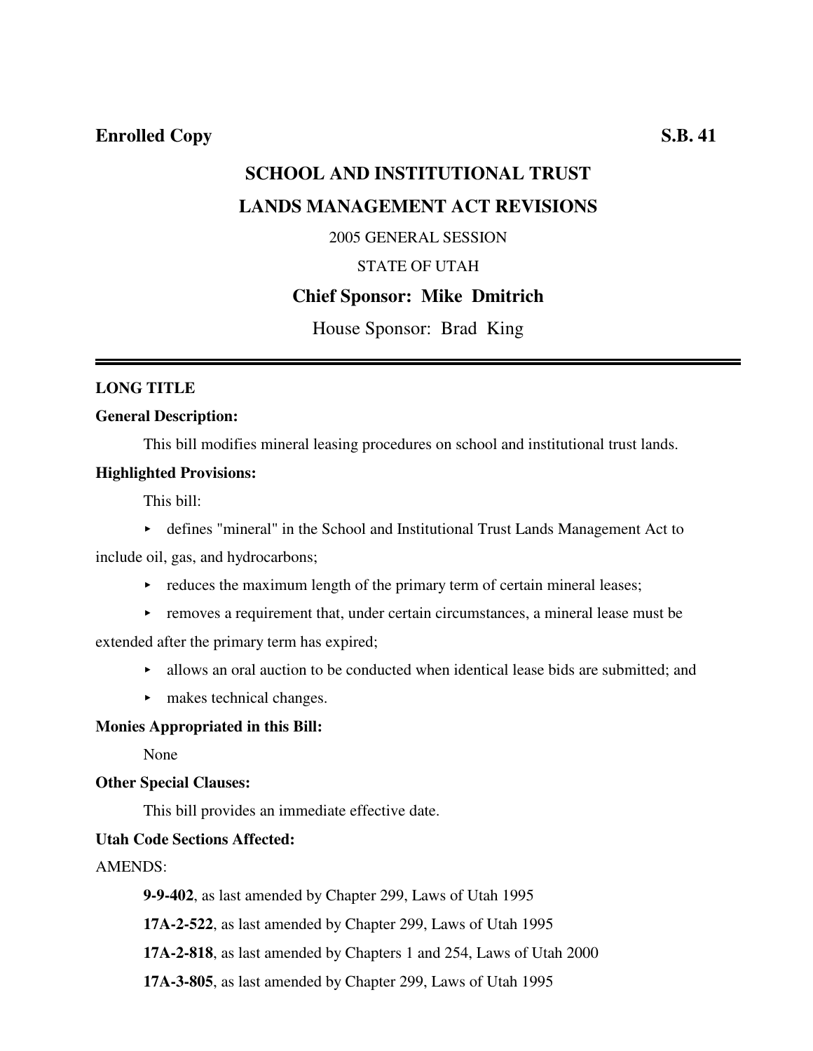**Enrolled Copy** **S.B. 41**

# SCHOOL AND INSTITUTIONAL TRUST LANDS MANAGEMENT ACT REVISIONS

2005 GENERAL SESSION

STATE OF UTAH

**Chief Sponsor: Mike Dmitrich**

House Sponsor: Brad King

---

**LONG TITLE**

**General Description:**

This bill modifies mineral leasing procedures on school and institutional trust lands.

**Highlighted Provisions:**

This bill:

- defines "mineral" in the School and Institutional Trust Lands Management Act to include oil, gas, and hydrocarbons;
- reduces the maximum length of the primary term of certain mineral leases;
- removes a requirement that, under certain circumstances, a mineral lease must be extended after the primary term has expired;
- allows an oral auction to be conducted when identical lease bids are submitted; and
- makes technical changes.

**Monies Appropriated in this Bill:**

None

**Other Special Clauses:**

This bill provides an immediate effective date.

**Utah Code Sections Affected:**

AMENDS:

**9-9-402**, as last amended by Chapter 299, Laws of Utah 1995

**17A-2-522**, as last amended by Chapter 299, Laws of Utah 1995

**17A-2-818**, as last amended by Chapters 1 and 254, Laws of Utah 2000

**17A-3-805**, as last amended by Chapter 299, Laws of Utah 1995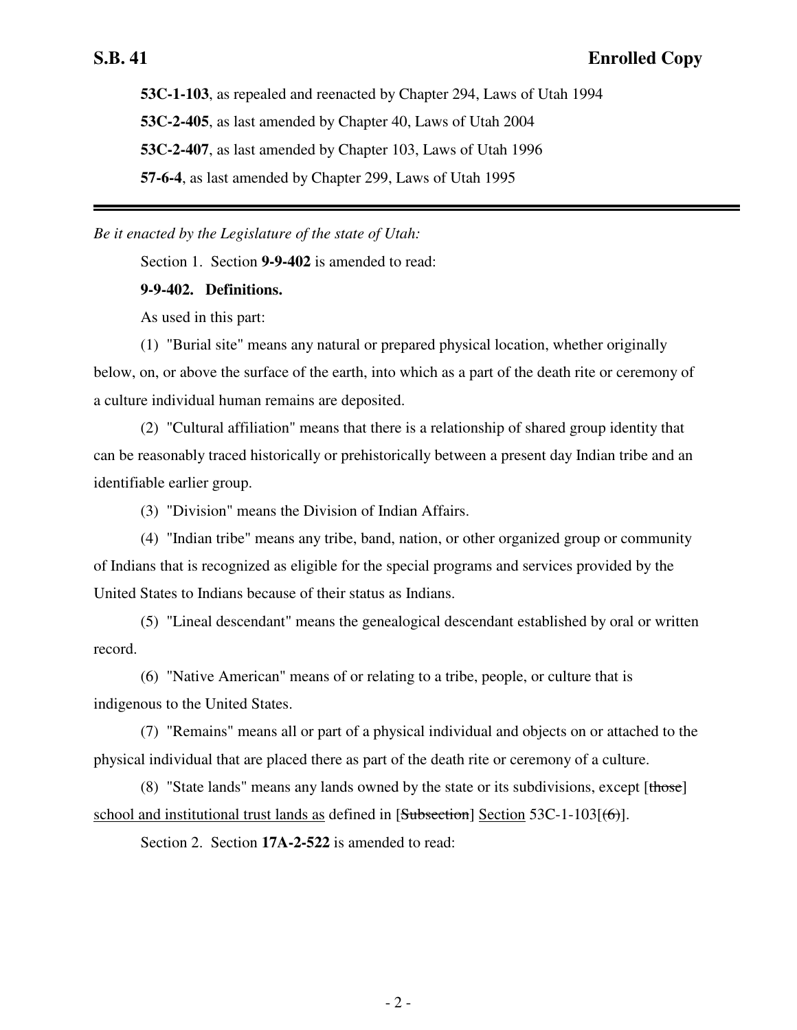**53C-1-103**, as repealed and reenacted by Chapter 294, Laws of Utah 1994

**53C-2-405**, as last amended by Chapter 40, Laws of Utah 2004

**53C-2-407**, as last amended by Chapter 103, Laws of Utah 1996

**57-6-4**, as last amended by Chapter 299, Laws of Utah 1995

---

*Be it enacted by the Legislature of the state of Utah:*

Section 1. Section **9-9-402** is amended to read:

**9-9-402. Definitions.**

As used in this part:

(1) "Burial site" means any natural or prepared physical location, whether originally below, on, or above the surface of the earth, into which as a part of the death rite or ceremony of a culture individual human remains are deposited.

(2) "Cultural affiliation" means that there is a relationship of shared group identity that can be reasonably traced historically or prehistorically between a present day Indian tribe and an identifiable earlier group.

(3) "Division" means the Division of Indian Affairs.

(4) "Indian tribe" means any tribe, band, nation, or other organized group or community of Indians that is recognized as eligible for the special programs and services provided by the United States to Indians because of their status as Indians.

(5) "Lineal descendant" means the genealogical descendant established by oral or written record.

(6) "Native American" means of or relating to a tribe, people, or culture that is indigenous to the United States.

(7) "Remains" means all or part of a physical individual and objects on or attached to the physical individual that are placed there as part of the death rite or ceremony of a culture.

(8) "State lands" means any lands owned by the state or its subdivisions, except [~~those~~] <u>school and institutional trust lands as</u> defined in [~~Subsection~~] <u>Section</u> 53C-1-103[~~(6)~~].

Section 2. Section **17A-2-522** is amended to read: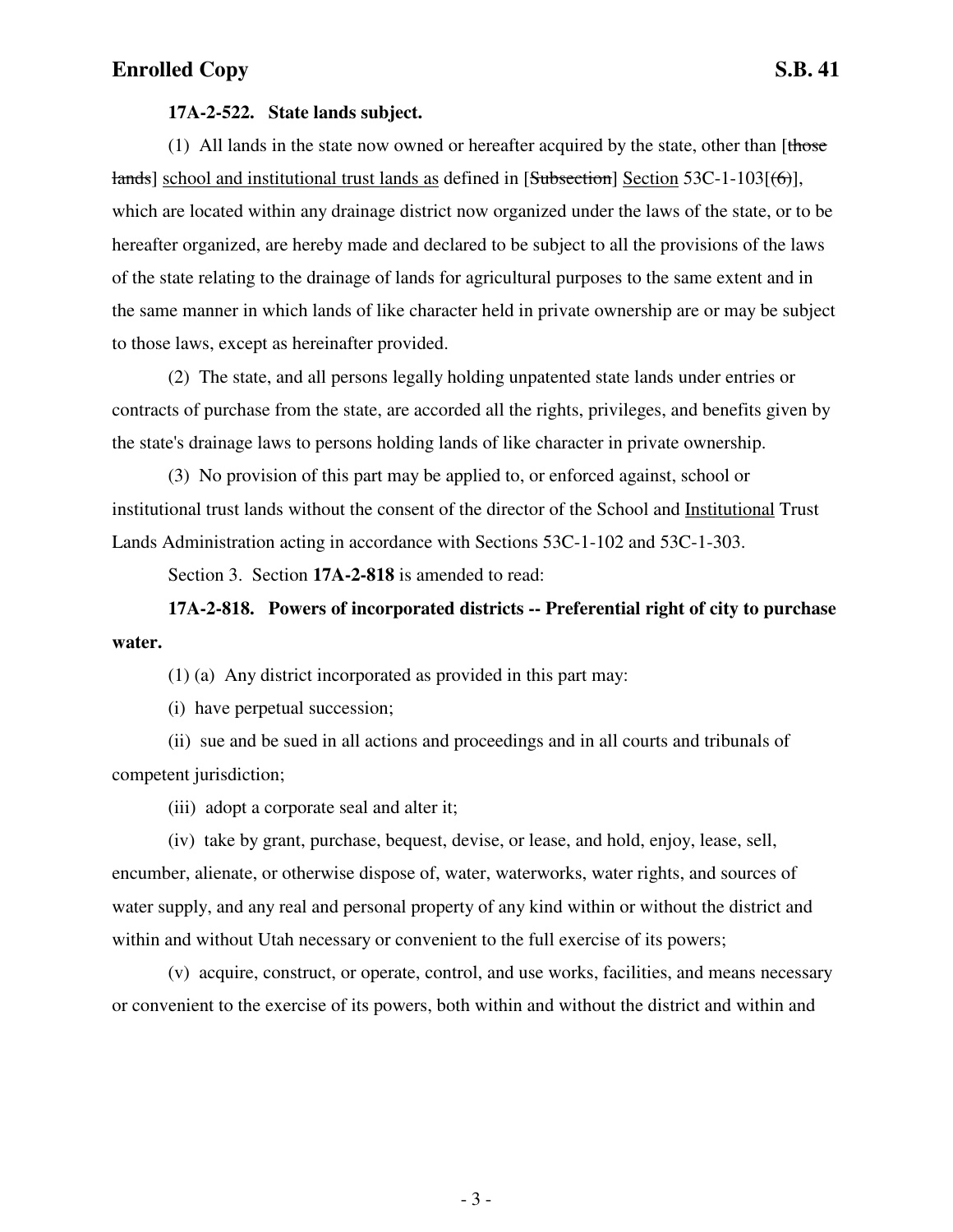**17A-2-522. State lands subject.**

(1) All lands in the state now owned or hereafter acquired by the state, other than [~~those lands~~] <u>school and institutional trust lands as</u> defined in [~~Subsection~~] <u>Section</u> 53C-1-103[~~(6)~~], which are located within any drainage district now organized under the laws of the state, or to be hereafter organized, are hereby made and declared to be subject to all the provisions of the laws of the state relating to the drainage of lands for agricultural purposes to the same extent and in the same manner in which lands of like character held in private ownership are or may be subject to those laws, except as hereinafter provided.

(2) The state, and all persons legally holding unpatented state lands under entries or contracts of purchase from the state, are accorded all the rights, privileges, and benefits given by the state's drainage laws to persons holding lands of like character in private ownership.

(3) No provision of this part may be applied to, or enforced against, school or institutional trust lands without the consent of the director of the School and <u>Institutional</u> Trust Lands Administration acting in accordance with Sections 53C-1-102 and 53C-1-303.

Section 3. Section **17A-2-818** is amended to read:

**17A-2-818. Powers of incorporated districts -- Preferential right of city to purchase water.**

(1) (a) Any district incorporated as provided in this part may:

(i) have perpetual succession;

(ii) sue and be sued in all actions and proceedings and in all courts and tribunals of competent jurisdiction;

(iii) adopt a corporate seal and alter it;

(iv) take by grant, purchase, bequest, devise, or lease, and hold, enjoy, lease, sell, encumber, alienate, or otherwise dispose of, water, waterworks, water rights, and sources of water supply, and any real and personal property of any kind within or without the district and within and without Utah necessary or convenient to the full exercise of its powers;

(v) acquire, construct, or operate, control, and use works, facilities, and means necessary or convenient to the exercise of its powers, both within and without the district and within and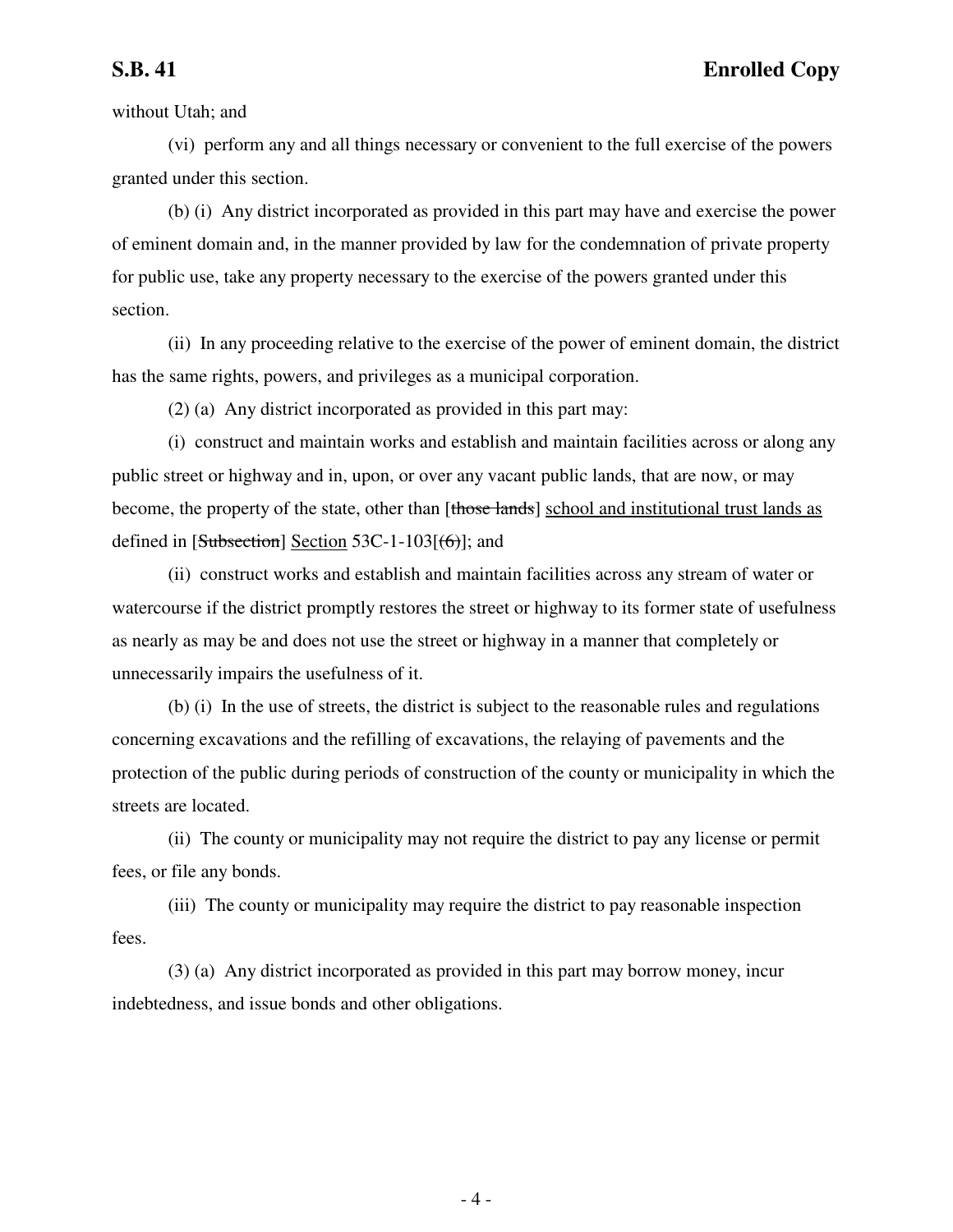without Utah; and

(vi) perform any and all things necessary or convenient to the full exercise of the powers granted under this section.

(b) (i) Any district incorporated as provided in this part may have and exercise the power of eminent domain and, in the manner provided by law for the condemnation of private property for public use, take any property necessary to the exercise of the powers granted under this section.

(ii) In any proceeding relative to the exercise of the power of eminent domain, the district has the same rights, powers, and privileges as a municipal corporation.

(2) (a) Any district incorporated as provided in this part may:

(i) construct and maintain works and establish and maintain facilities across or along any public street or highway and in, upon, or over any vacant public lands, that are now, or may become, the property of the state, other than [~~those lands~~] <u>school and institutional trust lands as</u> defined in [~~Subsection~~] <u>Section</u> 53C-1-103[~~(6)~~]; and

(ii) construct works and establish and maintain facilities across any stream of water or watercourse if the district promptly restores the street or highway to its former state of usefulness as nearly as may be and does not use the street or highway in a manner that completely or unnecessarily impairs the usefulness of it.

(b) (i) In the use of streets, the district is subject to the reasonable rules and regulations concerning excavations and the refilling of excavations, the relaying of pavements and the protection of the public during periods of construction of the county or municipality in which the streets are located.

(ii) The county or municipality may not require the district to pay any license or permit fees, or file any bonds.

(iii) The county or municipality may require the district to pay reasonable inspection fees.

(3) (a) Any district incorporated as provided in this part may borrow money, incur indebtedness, and issue bonds and other obligations.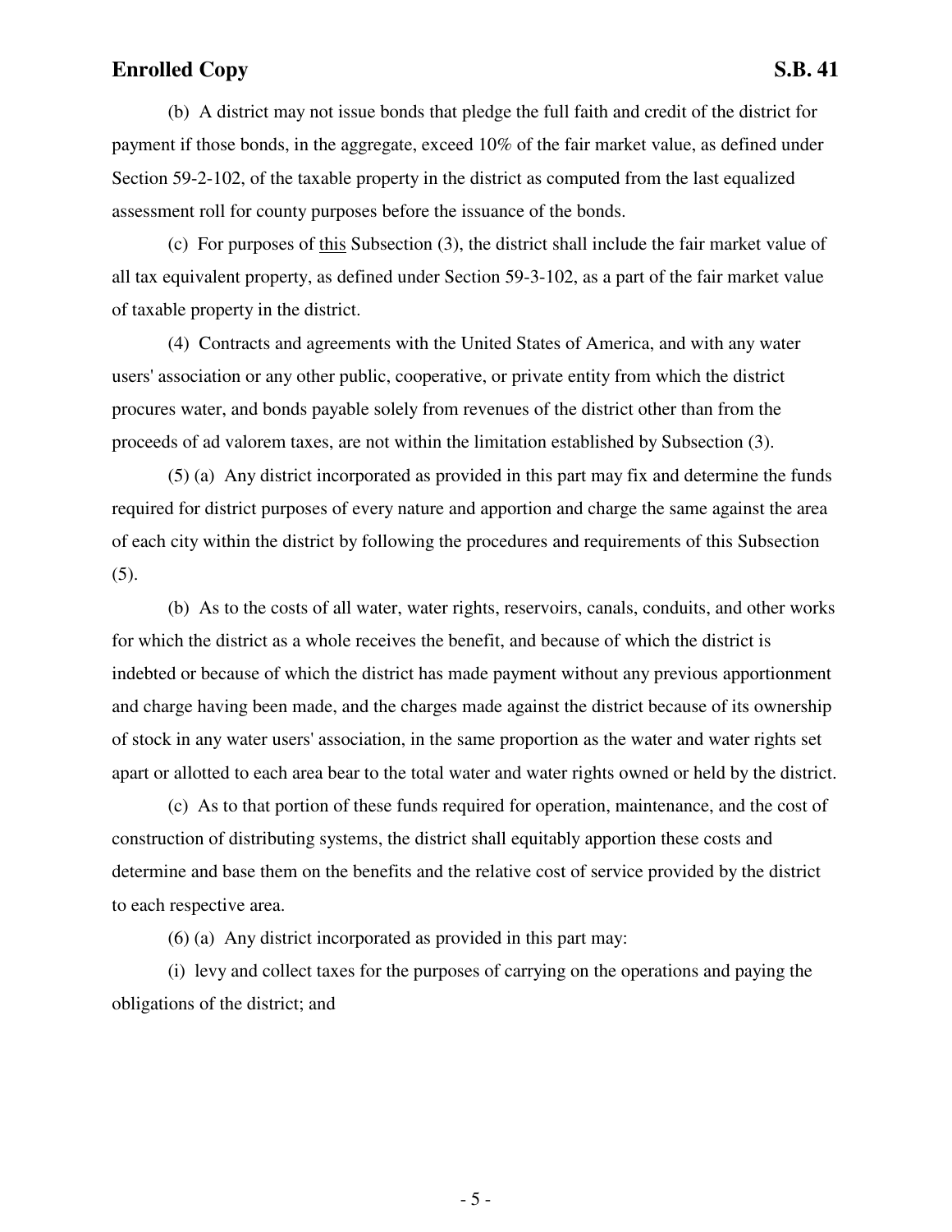(b) A district may not issue bonds that pledge the full faith and credit of the district for payment if those bonds, in the aggregate, exceed 10% of the fair market value, as defined under Section 59-2-102, of the taxable property in the district as computed from the last equalized assessment roll for county purposes before the issuance of the bonds.

(c) For purposes of this Subsection (3), the district shall include the fair market value of all tax equivalent property, as defined under Section 59-3-102, as a part of the fair market value of taxable property in the district.

(4) Contracts and agreements with the United States of America, and with any water users' association or any other public, cooperative, or private entity from which the district procures water, and bonds payable solely from revenues of the district other than from the proceeds of ad valorem taxes, are not within the limitation established by Subsection (3).

(5) (a) Any district incorporated as provided in this part may fix and determine the funds required for district purposes of every nature and apportion and charge the same against the area of each city within the district by following the procedures and requirements of this Subsection (5).

(b) As to the costs of all water, water rights, reservoirs, canals, conduits, and other works for which the district as a whole receives the benefit, and because of which the district is indebted or because of which the district has made payment without any previous apportionment and charge having been made, and the charges made against the district because of its ownership of stock in any water users' association, in the same proportion as the water and water rights set apart or allotted to each area bear to the total water and water rights owned or held by the district.

(c) As to that portion of these funds required for operation, maintenance, and the cost of construction of distributing systems, the district shall equitably apportion these costs and determine and base them on the benefits and the relative cost of service provided by the district to each respective area.

(6) (a) Any district incorporated as provided in this part may:

(i) levy and collect taxes for the purposes of carrying on the operations and paying the obligations of the district; and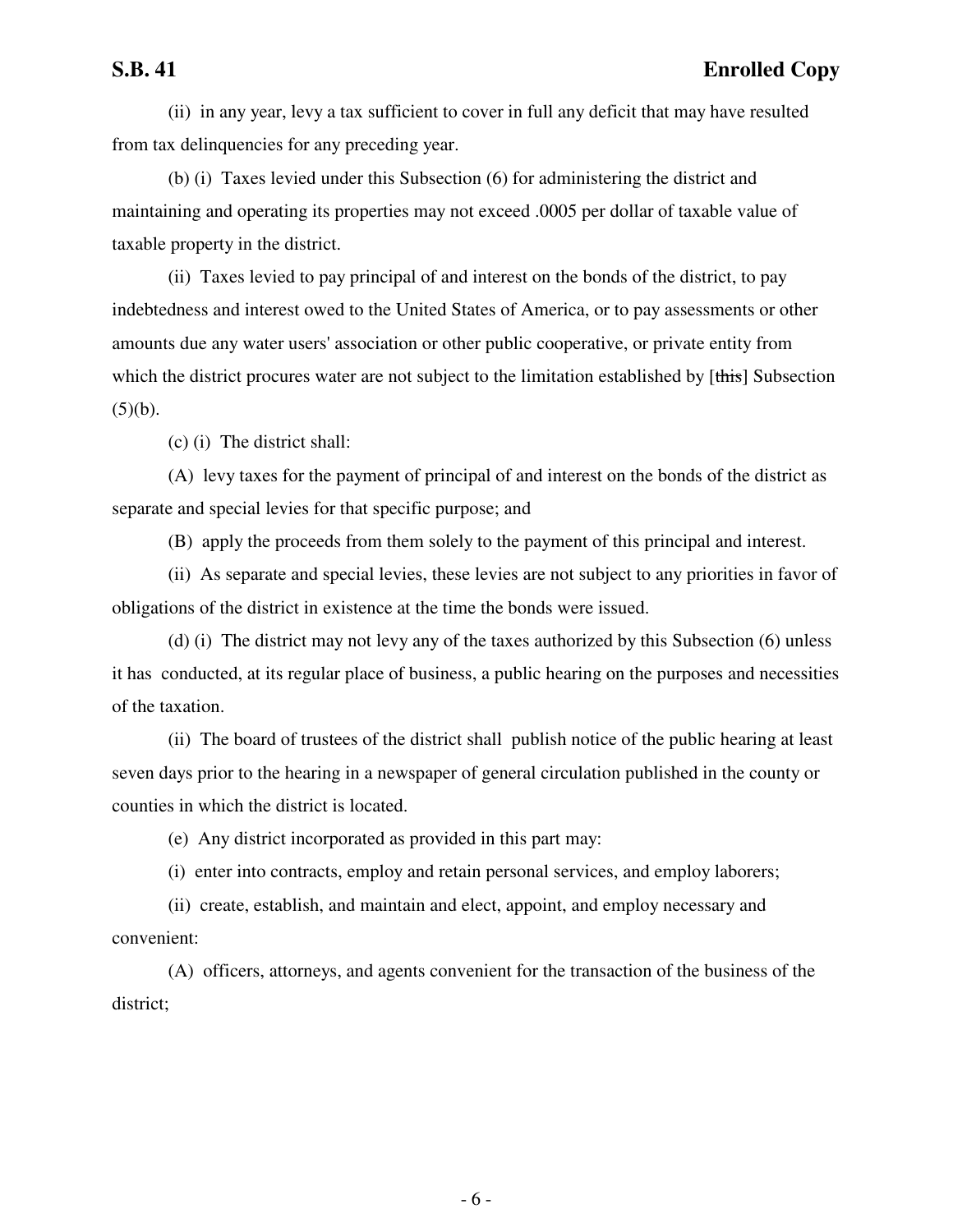(ii) in any year, levy a tax sufficient to cover in full any deficit that may have resulted from tax delinquencies for any preceding year.

(b) (i) Taxes levied under this Subsection (6) for administering the district and maintaining and operating its properties may not exceed .0005 per dollar of taxable value of taxable property in the district.

(ii) Taxes levied to pay principal of and interest on the bonds of the district, to pay indebtedness and interest owed to the United States of America, or to pay assessments or other amounts due any water users' association or other public cooperative, or private entity from which the district procures water are not subject to the limitation established by [~~this~~] Subsection (5)(b).

(c) (i) The district shall:

(A) levy taxes for the payment of principal of and interest on the bonds of the district as separate and special levies for that specific purpose; and

(B) apply the proceeds from them solely to the payment of this principal and interest.

(ii) As separate and special levies, these levies are not subject to any priorities in favor of obligations of the district in existence at the time the bonds were issued.

(d) (i) The district may not levy any of the taxes authorized by this Subsection (6) unless it has conducted, at its regular place of business, a public hearing on the purposes and necessities of the taxation.

(ii) The board of trustees of the district shall publish notice of the public hearing at least seven days prior to the hearing in a newspaper of general circulation published in the county or counties in which the district is located.

(e) Any district incorporated as provided in this part may:

(i) enter into contracts, employ and retain personal services, and employ laborers;

(ii) create, establish, and maintain and elect, appoint, and employ necessary and convenient:

(A) officers, attorneys, and agents convenient for the transaction of the business of the district;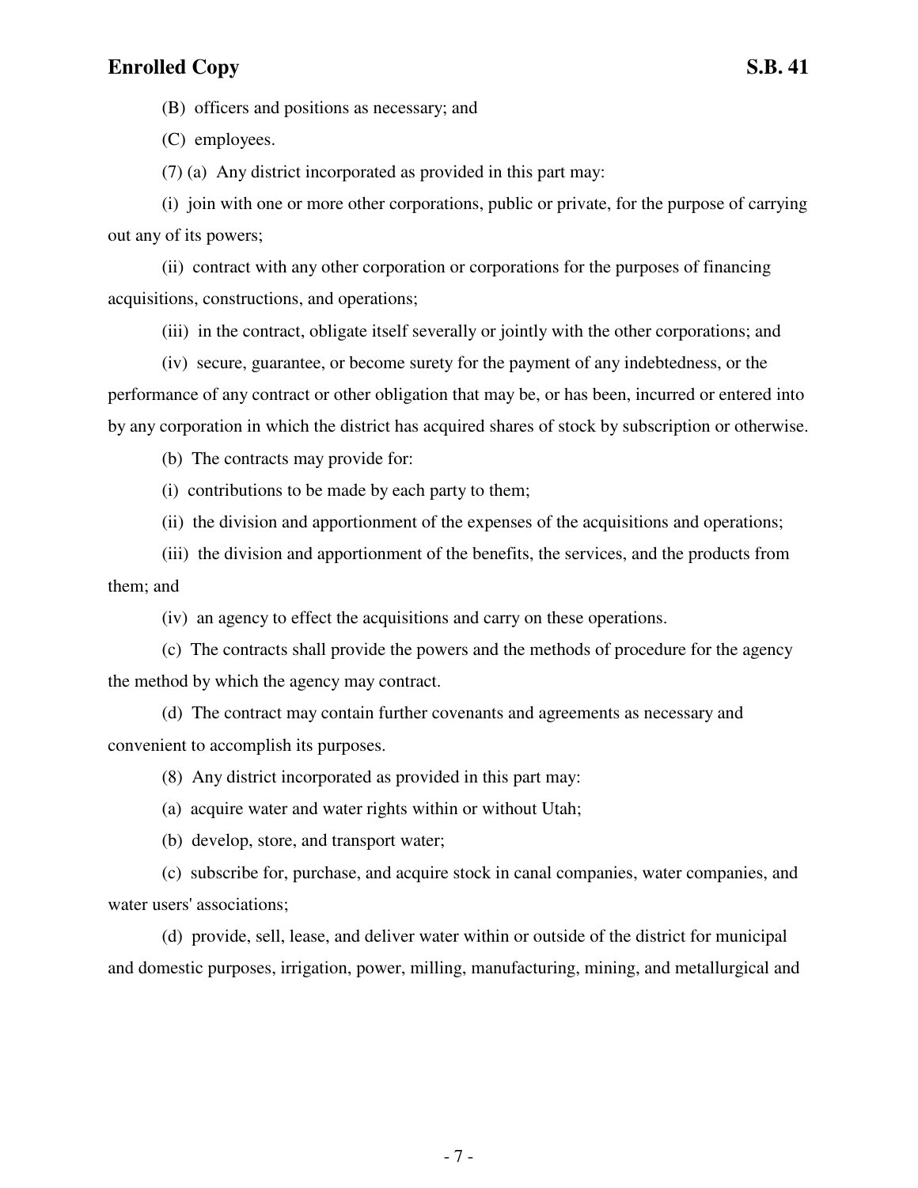(B) officers and positions as necessary; and

(C) employees.

(7) (a) Any district incorporated as provided in this part may:

(i) join with one or more other corporations, public or private, for the purpose of carrying out any of its powers;

(ii) contract with any other corporation or corporations for the purposes of financing acquisitions, constructions, and operations;

(iii) in the contract, obligate itself severally or jointly with the other corporations; and

(iv) secure, guarantee, or become surety for the payment of any indebtedness, or the performance of any contract or other obligation that may be, or has been, incurred or entered into by any corporation in which the district has acquired shares of stock by subscription or otherwise.

(b) The contracts may provide for:

(i) contributions to be made by each party to them;

(ii) the division and apportionment of the expenses of the acquisitions and operations;

(iii) the division and apportionment of the benefits, the services, and the products from them; and

(iv) an agency to effect the acquisitions and carry on these operations.

(c) The contracts shall provide the powers and the methods of procedure for the agency the method by which the agency may contract.

(d) The contract may contain further covenants and agreements as necessary and convenient to accomplish its purposes.

(8) Any district incorporated as provided in this part may:

(a) acquire water and water rights within or without Utah;

(b) develop, store, and transport water;

(c) subscribe for, purchase, and acquire stock in canal companies, water companies, and water users' associations;

(d) provide, sell, lease, and deliver water within or outside of the district for municipal and domestic purposes, irrigation, power, milling, manufacturing, mining, and metallurgical and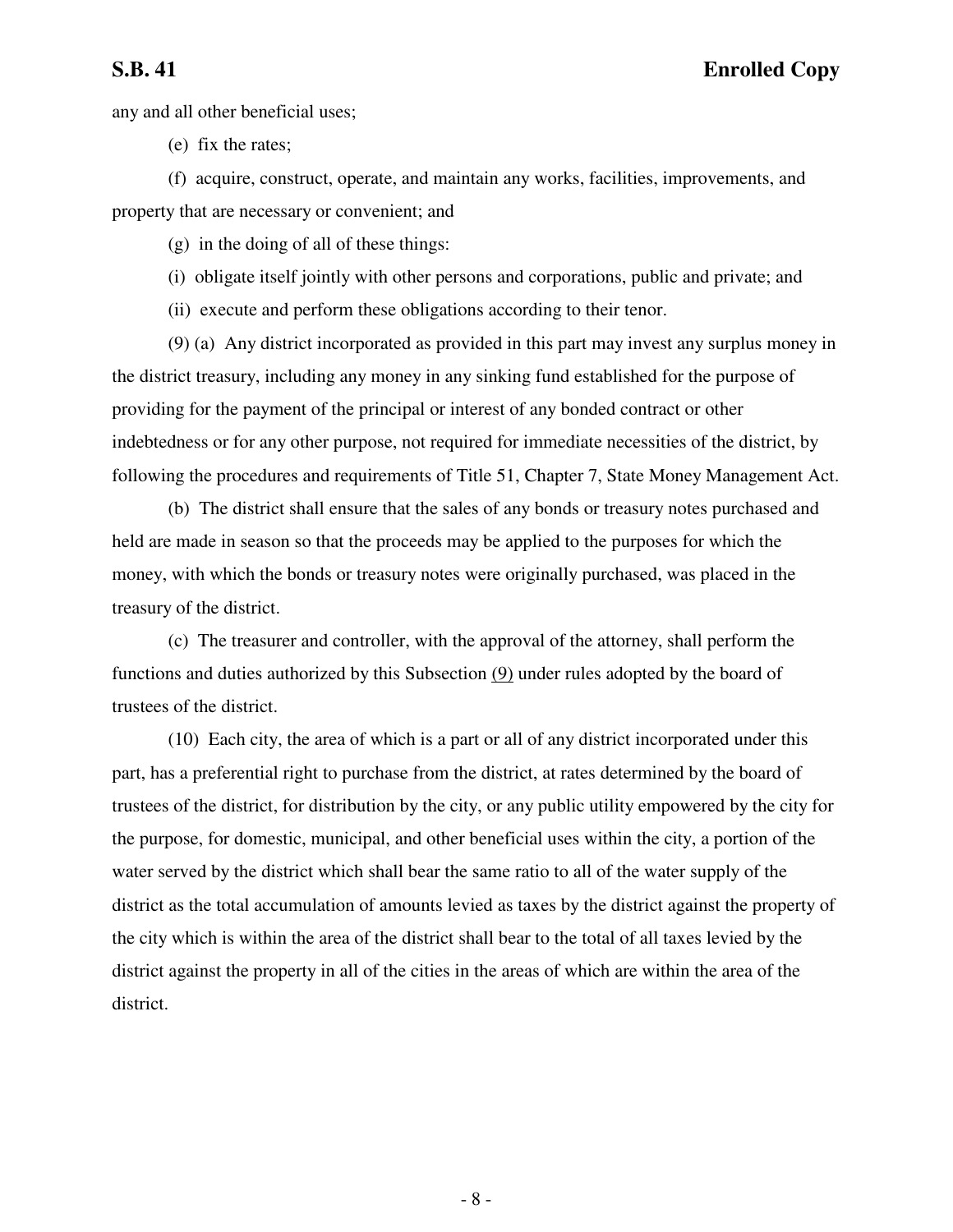any and all other beneficial uses;

(e) fix the rates;

(f) acquire, construct, operate, and maintain any works, facilities, improvements, and property that are necessary or convenient; and

(g) in the doing of all of these things:

(i) obligate itself jointly with other persons and corporations, public and private; and

(ii) execute and perform these obligations according to their tenor.

(9) (a) Any district incorporated as provided in this part may invest any surplus money in the district treasury, including any money in any sinking fund established for the purpose of providing for the payment of the principal or interest of any bonded contract or other indebtedness or for any other purpose, not required for immediate necessities of the district, by following the procedures and requirements of Title 51, Chapter 7, State Money Management Act.

(b) The district shall ensure that the sales of any bonds or treasury notes purchased and held are made in season so that the proceeds may be applied to the purposes for which the money, with which the bonds or treasury notes were originally purchased, was placed in the treasury of the district.

(c) The treasurer and controller, with the approval of the attorney, shall perform the functions and duties authorized by this Subsection (9) under rules adopted by the board of trustees of the district.

(10) Each city, the area of which is a part or all of any district incorporated under this part, has a preferential right to purchase from the district, at rates determined by the board of trustees of the district, for distribution by the city, or any public utility empowered by the city for the purpose, for domestic, municipal, and other beneficial uses within the city, a portion of the water served by the district which shall bear the same ratio to all of the water supply of the district as the total accumulation of amounts levied as taxes by the district against the property of the city which is within the area of the district shall bear to the total of all taxes levied by the district against the property in all of the cities in the areas of which are within the area of the district.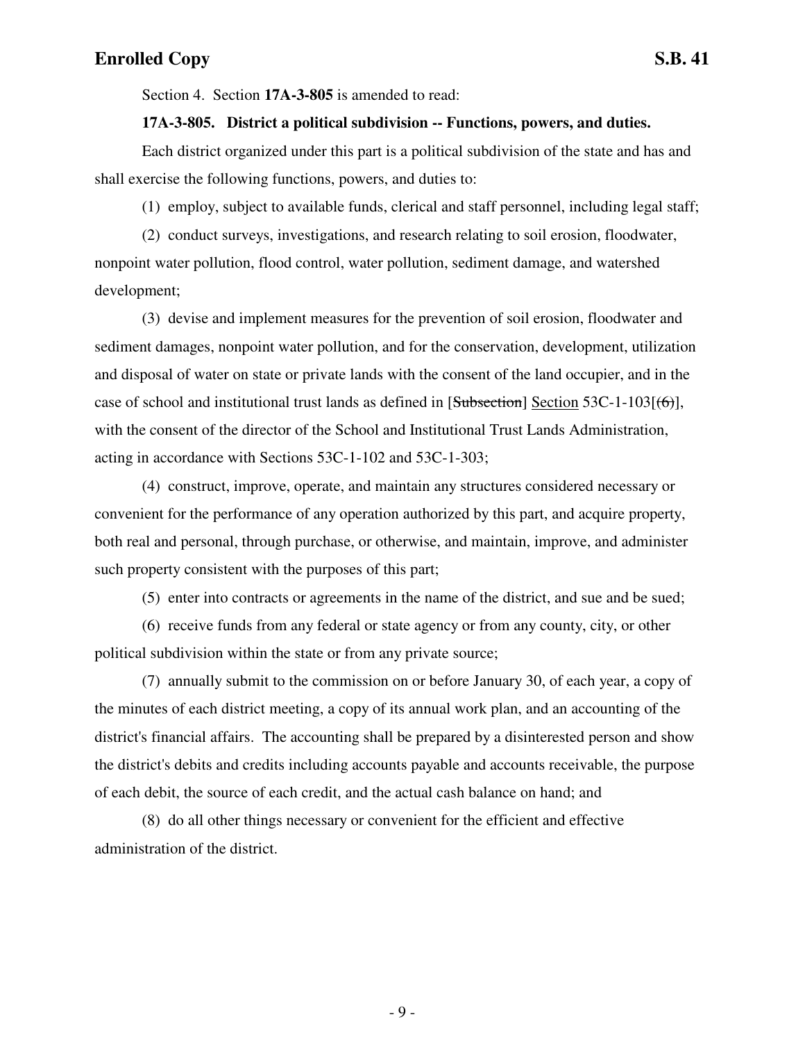Section 4. Section **17A-3-805** is amended to read:

**17A-3-805. District a political subdivision -- Functions, powers, and duties.**

Each district organized under this part is a political subdivision of the state and has and shall exercise the following functions, powers, and duties to:

(1) employ, subject to available funds, clerical and staff personnel, including legal staff;

(2) conduct surveys, investigations, and research relating to soil erosion, floodwater, nonpoint water pollution, flood control, water pollution, sediment damage, and watershed development;

(3) devise and implement measures for the prevention of soil erosion, floodwater and sediment damages, nonpoint water pollution, and for the conservation, development, utilization and disposal of water on state or private lands with the consent of the land occupier, and in the case of school and institutional trust lands as defined in [~~Subsection~~] Section 53C-1-103[~~(6)~~], with the consent of the director of the School and Institutional Trust Lands Administration, acting in accordance with Sections 53C-1-102 and 53C-1-303;

(4) construct, improve, operate, and maintain any structures considered necessary or convenient for the performance of any operation authorized by this part, and acquire property, both real and personal, through purchase, or otherwise, and maintain, improve, and administer such property consistent with the purposes of this part;

(5) enter into contracts or agreements in the name of the district, and sue and be sued;

(6) receive funds from any federal or state agency or from any county, city, or other political subdivision within the state or from any private source;

(7) annually submit to the commission on or before January 30, of each year, a copy of the minutes of each district meeting, a copy of its annual work plan, and an accounting of the district's financial affairs. The accounting shall be prepared by a disinterested person and show the district's debits and credits including accounts payable and accounts receivable, the purpose of each debit, the source of each credit, and the actual cash balance on hand; and

(8) do all other things necessary or convenient for the efficient and effective administration of the district.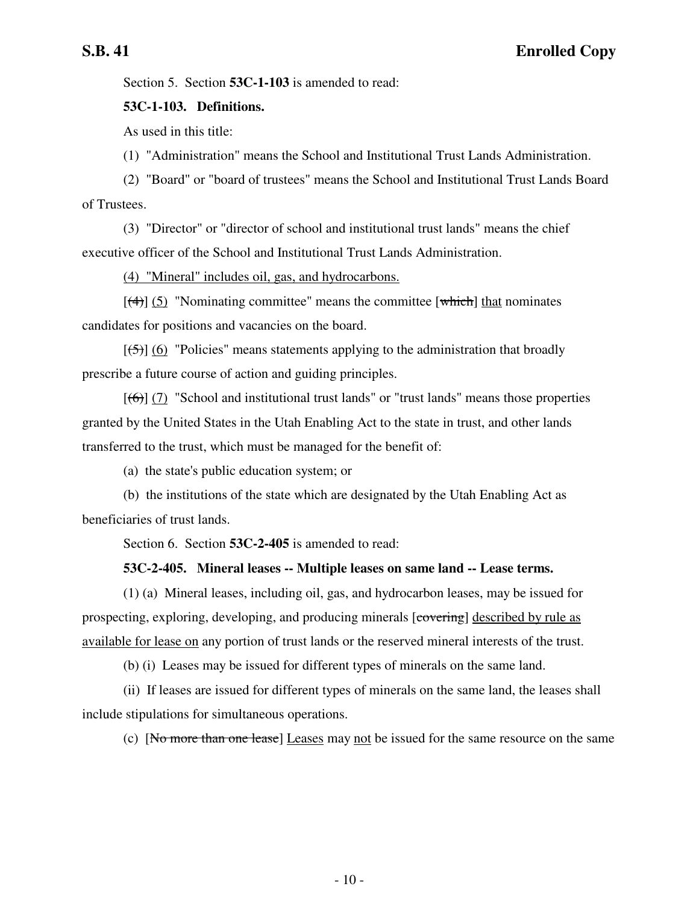Section 5. Section **53C-1-103** is amended to read:

**53C-1-103. Definitions.**

As used in this title:

(1) "Administration" means the School and Institutional Trust Lands Administration.

(2) "Board" or "board of trustees" means the School and Institutional Trust Lands Board of Trustees.

(3) "Director" or "director of school and institutional trust lands" means the chief executive officer of the School and Institutional Trust Lands Administration.

<u>(4) "Mineral" includes oil, gas, and hydrocarbons.</u>

[~~(4)~~] <u>(5)</u> "Nominating committee" means the committee [~~which~~] <u>that</u> nominates candidates for positions and vacancies on the board.

[~~(5)~~] <u>(6)</u> "Policies" means statements applying to the administration that broadly prescribe a future course of action and guiding principles.

[~~(6)~~] <u>(7)</u> "School and institutional trust lands" or "trust lands" means those properties granted by the United States in the Utah Enabling Act to the state in trust, and other lands transferred to the trust, which must be managed for the benefit of:

(a) the state's public education system; or

(b) the institutions of the state which are designated by the Utah Enabling Act as beneficiaries of trust lands.

Section 6. Section **53C-2-405** is amended to read:

**53C-2-405. Mineral leases -- Multiple leases on same land -- Lease terms.**

(1) (a) Mineral leases, including oil, gas, and hydrocarbon leases, may be issued for prospecting, exploring, developing, and producing minerals [~~covering~~] <u>described by rule as available for lease on</u> any portion of trust lands or the reserved mineral interests of the trust.

(b) (i) Leases may be issued for different types of minerals on the same land.

(ii) If leases are issued for different types of minerals on the same land, the leases shall include stipulations for simultaneous operations.

(c) [~~No more than one lease~~] <u>Leases</u> may <u>not</u> be issued for the same resource on the same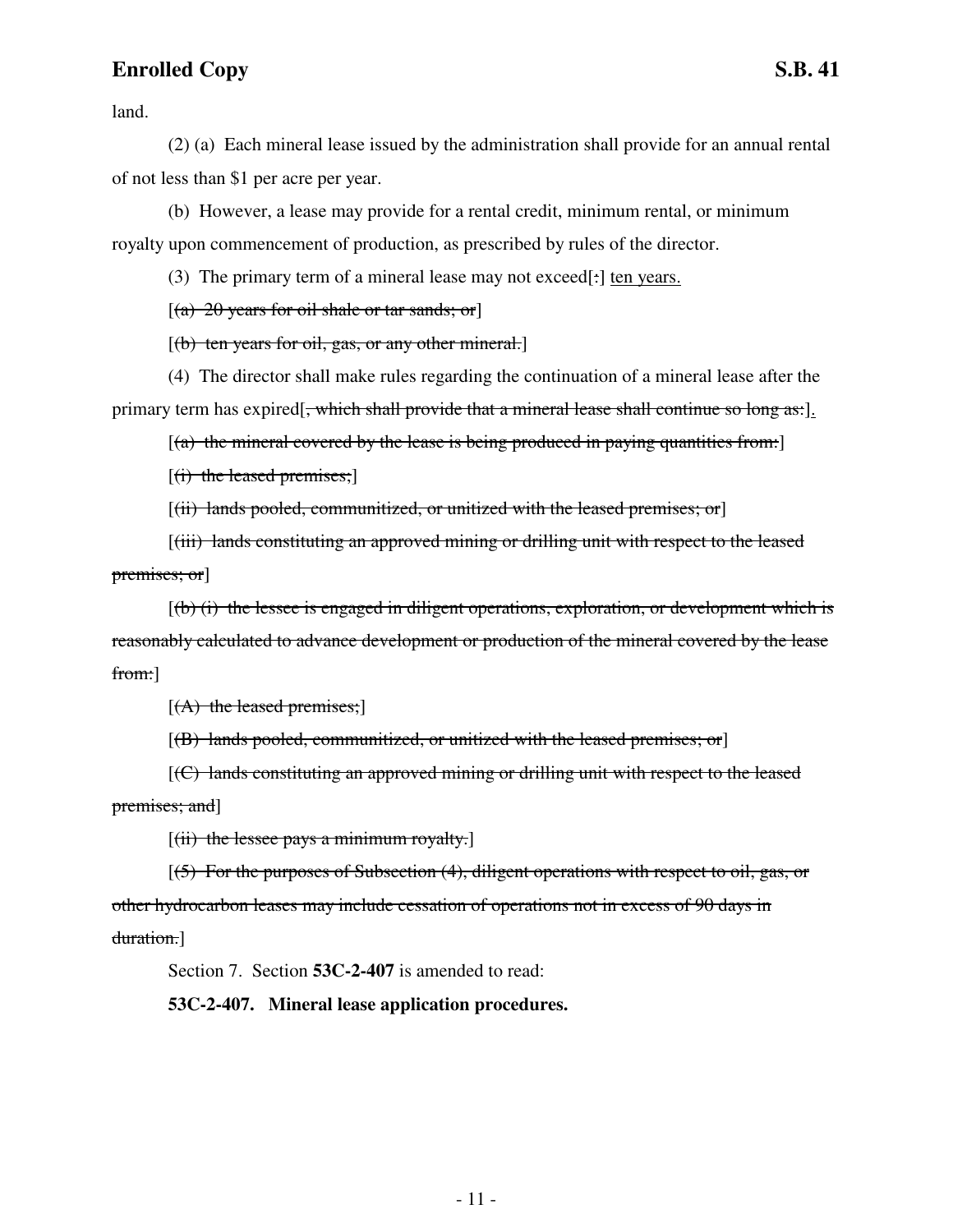land.

(2) (a) Each mineral lease issued by the administration shall provide for an annual rental of not less than $1 per acre per year.

(b) However, a lease may provide for a rental credit, minimum rental, or minimum royalty upon commencement of production, as prescribed by rules of the director.

(3) The primary term of a mineral lease may not exceed[~~:~~] <u>ten years.</u>

[~~(a) 20 years for oil shale or tar sands; or~~]

[~~(b) ten years for oil, gas, or any other mineral.~~]

(4) The director shall make rules regarding the continuation of a mineral lease after the primary term has expired[~~, which shall provide that a mineral lease shall continue so long as:~~]<u>.</u>

[~~(a) the mineral covered by the lease is being produced in paying quantities from:~~]

[~~(i) the leased premises;~~]

[~~(ii) lands pooled, communitized, or unitized with the leased premises; or~~]

[~~(iii) lands constituting an approved mining or drilling unit with respect to the leased premises; or~~]

[~~(b) (i) the lessee is engaged in diligent operations, exploration, or development which is reasonably calculated to advance development or production of the mineral covered by the lease from:~~]

[~~(A) the leased premises;~~]

[~~(B) lands pooled, communitized, or unitized with the leased premises; or~~]

[~~(C) lands constituting an approved mining or drilling unit with respect to the leased premises; and~~]

[~~(ii) the lessee pays a minimum royalty.~~]

[~~(5) For the purposes of Subsection (4), diligent operations with respect to oil, gas, or other hydrocarbon leases may include cessation of operations not in excess of 90 days in duration.~~]

Section 7. Section **53C-2-407** is amended to read:

**53C-2-407. Mineral lease application procedures.**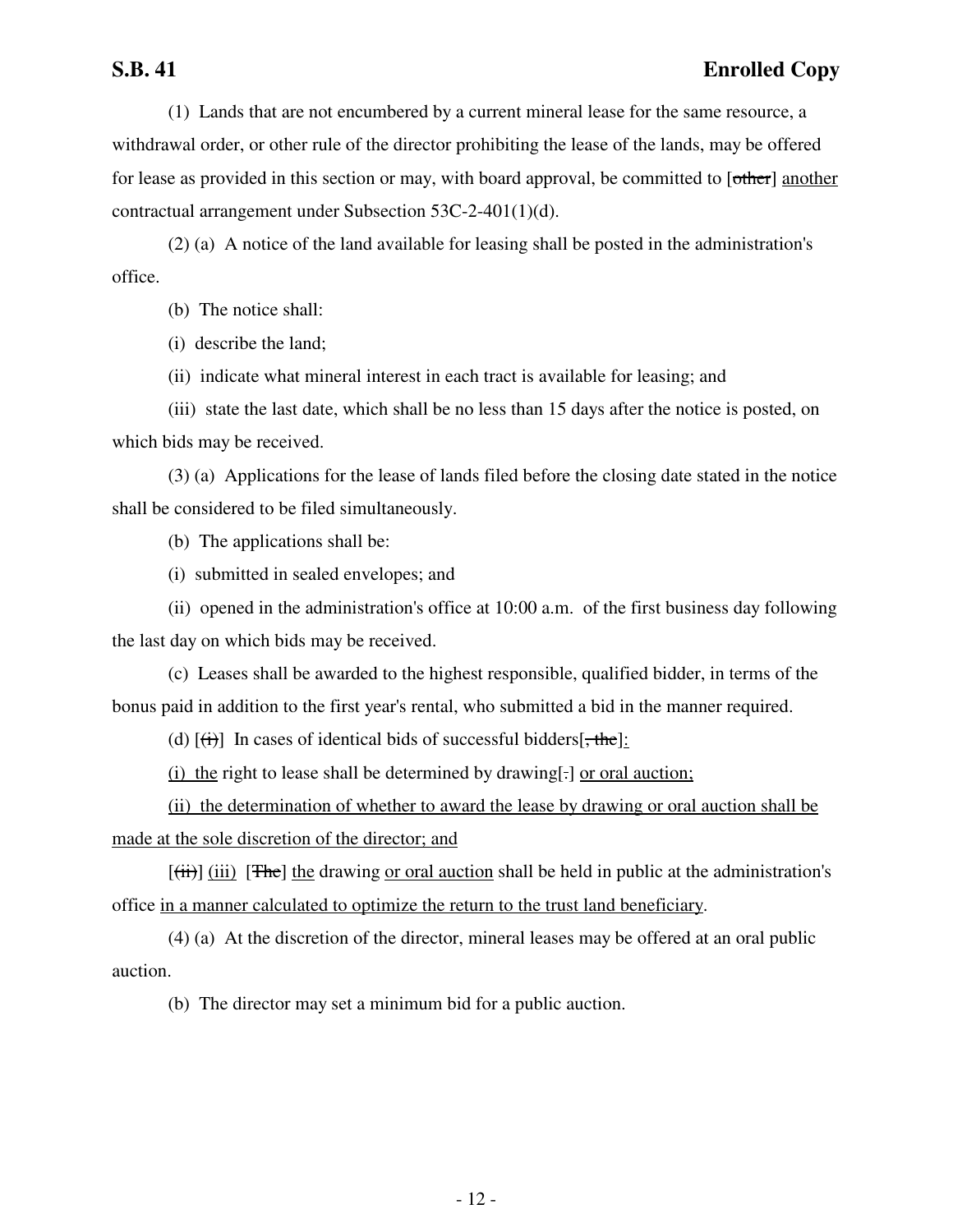(1) Lands that are not encumbered by a current mineral lease for the same resource, a withdrawal order, or other rule of the director prohibiting the lease of the lands, may be offered for lease as provided in this section or may, with board approval, be committed to [~~other~~] <u>another</u> contractual arrangement under Subsection 53C-2-401(1)(d).

(2) (a) A notice of the land available for leasing shall be posted in the administration's office.

(b) The notice shall:

(i) describe the land;

(ii) indicate what mineral interest in each tract is available for leasing; and

(iii) state the last date, which shall be no less than 15 days after the notice is posted, on which bids may be received.

(3) (a) Applications for the lease of lands filed before the closing date stated in the notice shall be considered to be filed simultaneously.

(b) The applications shall be:

(i) submitted in sealed envelopes; and

(ii) opened in the administration's office at 10:00 a.m. of the first business day following the last day on which bids may be received.

(c) Leases shall be awarded to the highest responsible, qualified bidder, in terms of the bonus paid in addition to the first year's rental, who submitted a bid in the manner required.

(d) [~~(i)~~] In cases of identical bids of successful bidders[~~, the~~]<u>:</u>

<u>(i) the</u> right to lease shall be determined by drawing[~~.~~] <u>or oral auction;</u>

<u>(ii) the determination of whether to award the lease by drawing or oral auction shall be made at the sole discretion of the director; and</u>

[~~(ii)~~] <u>(iii)</u> [~~The~~] <u>the</u> drawing <u>or oral auction</u> shall be held in public at the administration's office <u>in a manner calculated to optimize the return to the trust land beneficiary</u>.

(4) (a) At the discretion of the director, mineral leases may be offered at an oral public auction.

(b) The director may set a minimum bid for a public auction.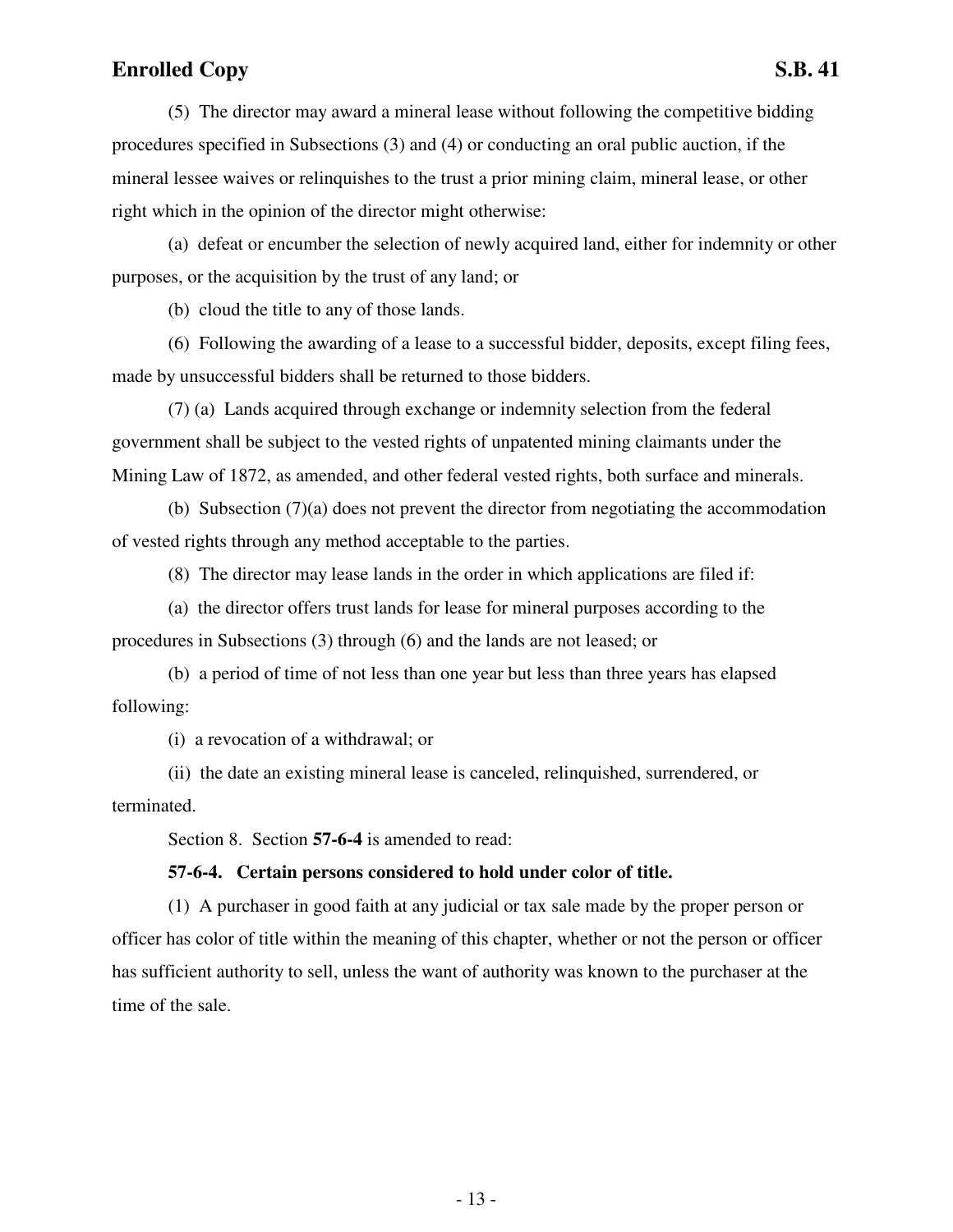(5) The director may award a mineral lease without following the competitive bidding procedures specified in Subsections (3) and (4) or conducting an oral public auction, if the mineral lessee waives or relinquishes to the trust a prior mining claim, mineral lease, or other right which in the opinion of the director might otherwise:

(a) defeat or encumber the selection of newly acquired land, either for indemnity or other purposes, or the acquisition by the trust of any land; or

(b) cloud the title to any of those lands.

(6) Following the awarding of a lease to a successful bidder, deposits, except filing fees, made by unsuccessful bidders shall be returned to those bidders.

(7) (a) Lands acquired through exchange or indemnity selection from the federal government shall be subject to the vested rights of unpatented mining claimants under the Mining Law of 1872, as amended, and other federal vested rights, both surface and minerals.

(b) Subsection (7)(a) does not prevent the director from negotiating the accommodation of vested rights through any method acceptable to the parties.

(8) The director may lease lands in the order in which applications are filed if:

(a) the director offers trust lands for lease for mineral purposes according to the procedures in Subsections (3) through (6) and the lands are not leased; or

(b) a period of time of not less than one year but less than three years has elapsed following:

(i) a revocation of a withdrawal; or

(ii) the date an existing mineral lease is canceled, relinquished, surrendered, or terminated.

Section 8. Section **57-6-4** is amended to read:

**57-6-4. Certain persons considered to hold under color of title.**

(1) A purchaser in good faith at any judicial or tax sale made by the proper person or officer has color of title within the meaning of this chapter, whether or not the person or officer has sufficient authority to sell, unless the want of authority was known to the purchaser at the time of the sale.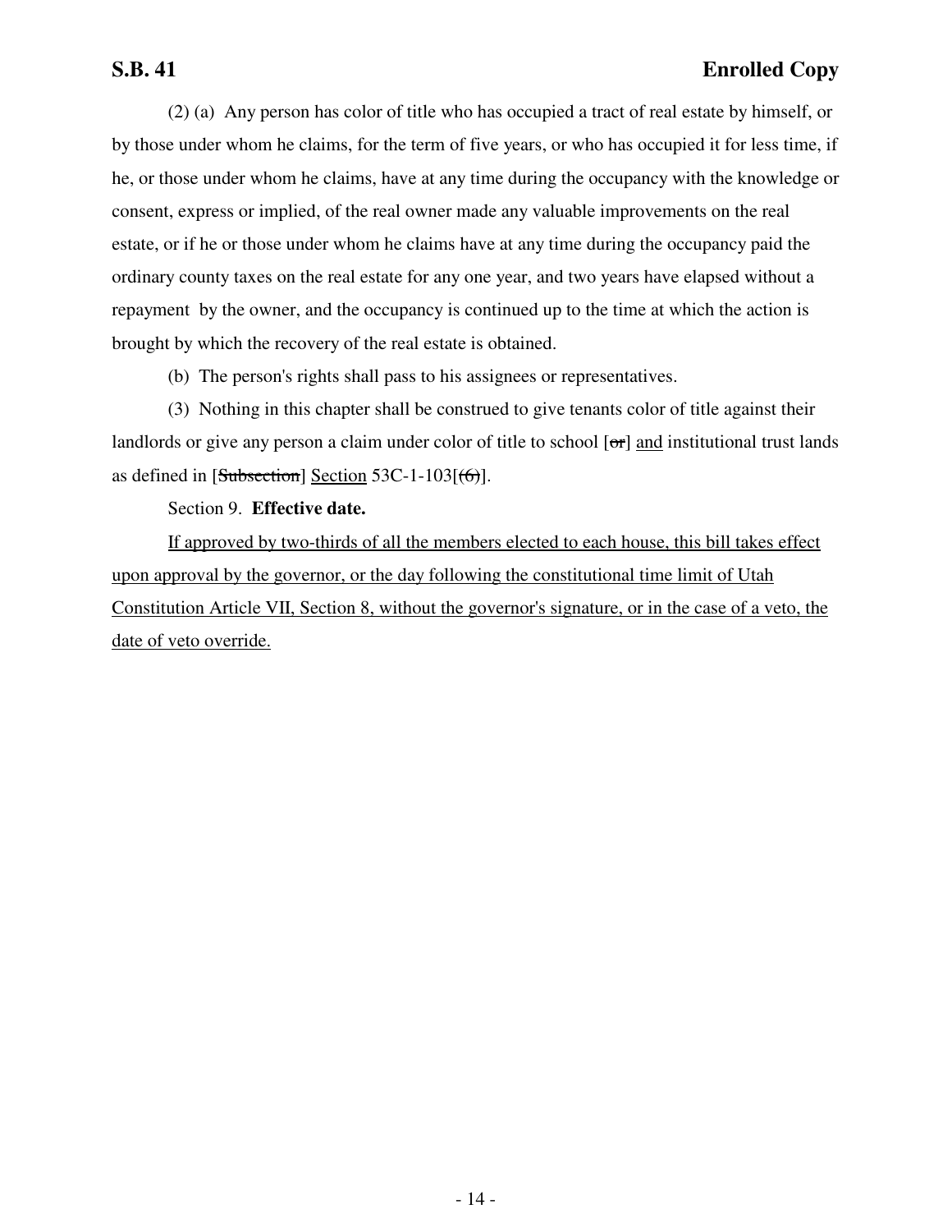(2) (a) Any person has color of title who has occupied a tract of real estate by himself, or by those under whom he claims, for the term of five years, or who has occupied it for less time, if he, or those under whom he claims, have at any time during the occupancy with the knowledge or consent, express or implied, of the real owner made any valuable improvements on the real estate, or if he or those under whom he claims have at any time during the occupancy paid the ordinary county taxes on the real estate for any one year, and two years have elapsed without a repayment by the owner, and the occupancy is continued up to the time at which the action is brought by which the recovery of the real estate is obtained.

(b) The person's rights shall pass to his assignees or representatives.

(3) Nothing in this chapter shall be construed to give tenants color of title against their landlords or give any person a claim under color of title to school [~~or~~] <u>and</u> institutional trust lands as defined in [~~Subsection~~] <u>Section</u> 53C-1-103[~~(6)~~].

Section 9. **Effective date.**

<u>If approved by two-thirds of all the members elected to each house, this bill takes effect upon approval by the governor, or the day following the constitutional time limit of Utah Constitution Article VII, Section 8, without the governor's signature, or in the case of a veto, the date of veto override.</u>